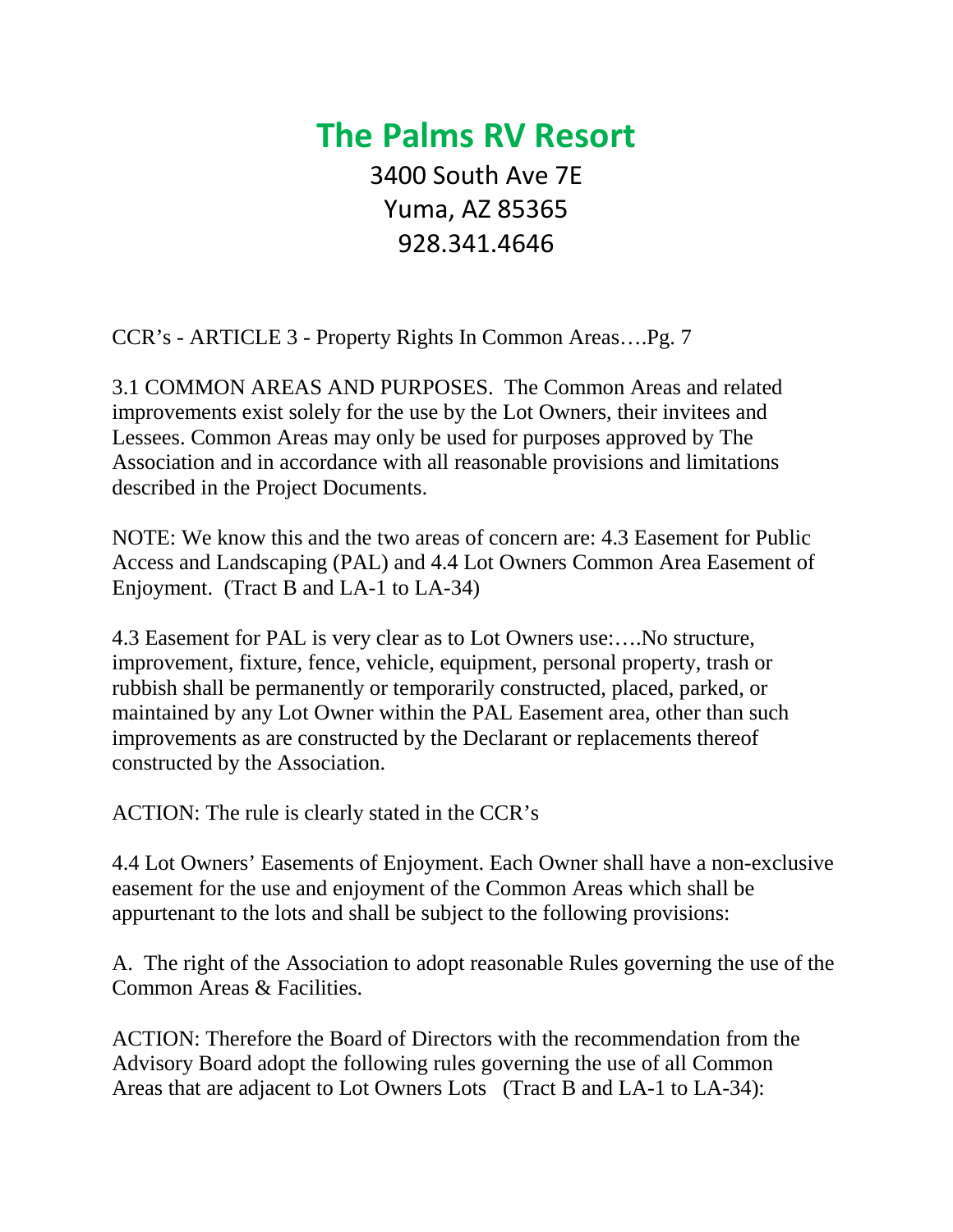# The Palms RV Resort

3400 South Ave 7E
Yuma, AZ 85365
928.341.4646

CCR's - ARTICLE 3 - Property Rights In Common Areas….Pg. 7

3.1 COMMON AREAS AND PURPOSES. The Common Areas and related improvements exist solely for the use by the Lot Owners, their invitees and Lessees. Common Areas may only be used for purposes approved by The Association and in accordance with all reasonable provisions and limitations described in the Project Documents.

NOTE: We know this and the two areas of concern are: 4.3 Easement for Public Access and Landscaping (PAL) and 4.4 Lot Owners Common Area Easement of Enjoyment. (Tract B and LA-1 to LA-34)

4.3 Easement for PAL is very clear as to Lot Owners use:….No structure, improvement, fixture, fence, vehicle, equipment, personal property, trash or rubbish shall be permanently or temporarily constructed, placed, parked, or maintained by any Lot Owner within the PAL Easement area, other than such improvements as are constructed by the Declarant or replacements thereof constructed by the Association.

ACTION: The rule is clearly stated in the CCR's

4.4 Lot Owners' Easements of Enjoyment. Each Owner shall have a non-exclusive easement for the use and enjoyment of the Common Areas which shall be appurtenant to the lots and shall be subject to the following provisions:

A. The right of the Association to adopt reasonable Rules governing the use of the Common Areas & Facilities.

ACTION: Therefore the Board of Directors with the recommendation from the Advisory Board adopt the following rules governing the use of all Common Areas that are adjacent to Lot Owners Lots (Tract B and LA-1 to LA-34):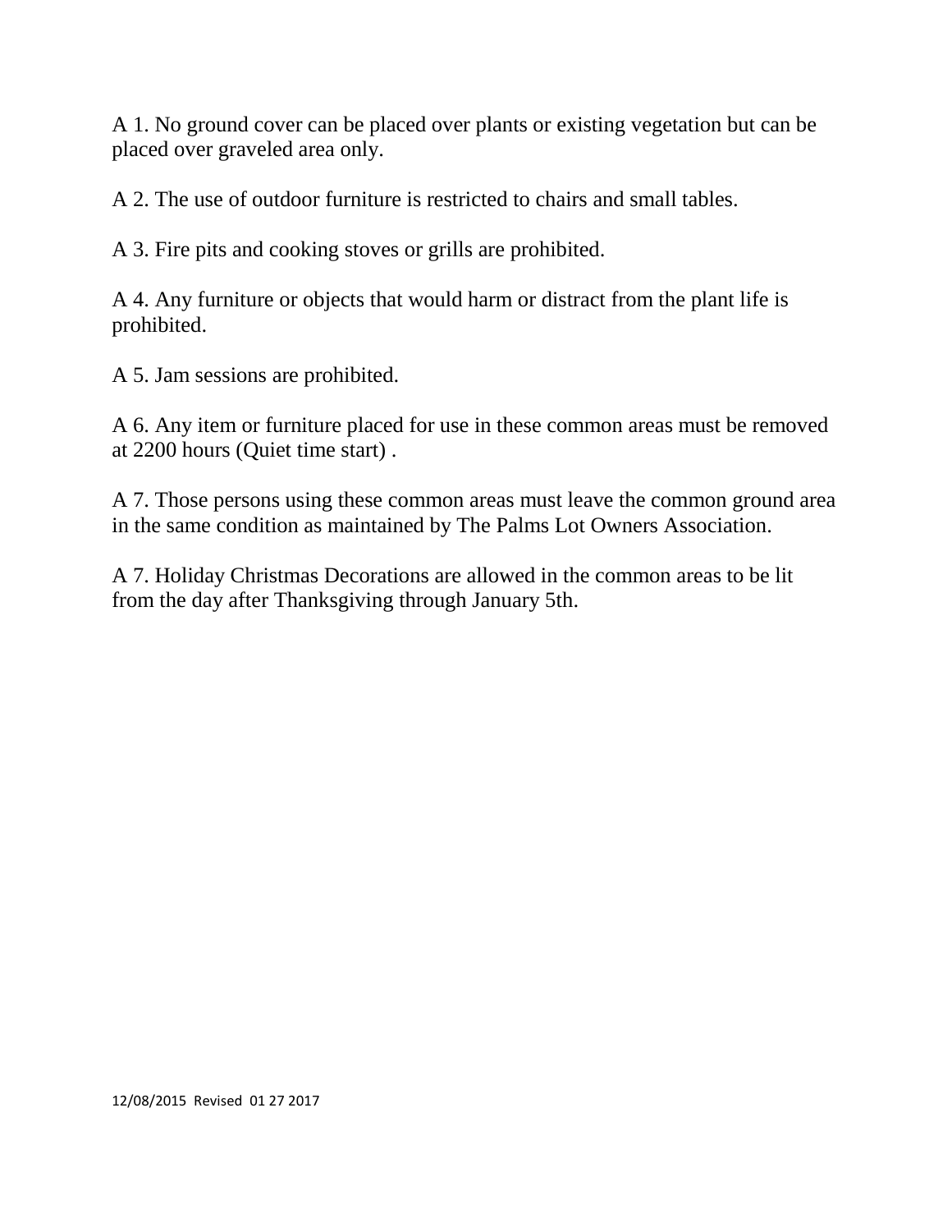A 1. No ground cover can be placed over plants or existing vegetation but can be placed over graveled area only.

A 2. The use of outdoor furniture is restricted to chairs and small tables.

A 3. Fire pits and cooking stoves or grills are prohibited.

A 4. Any furniture or objects that would harm or distract from the plant life is prohibited.

A 5. Jam sessions are prohibited.

A 6. Any item or furniture placed for use in these common areas must be removed at 2200 hours (Quiet time start) .

A 7. Those persons using these common areas must leave the common ground area in the same condition as maintained by The Palms Lot Owners Association.

A 7. Holiday Christmas Decorations are allowed in the common areas to be lit from the day after Thanksgiving through January 5th.